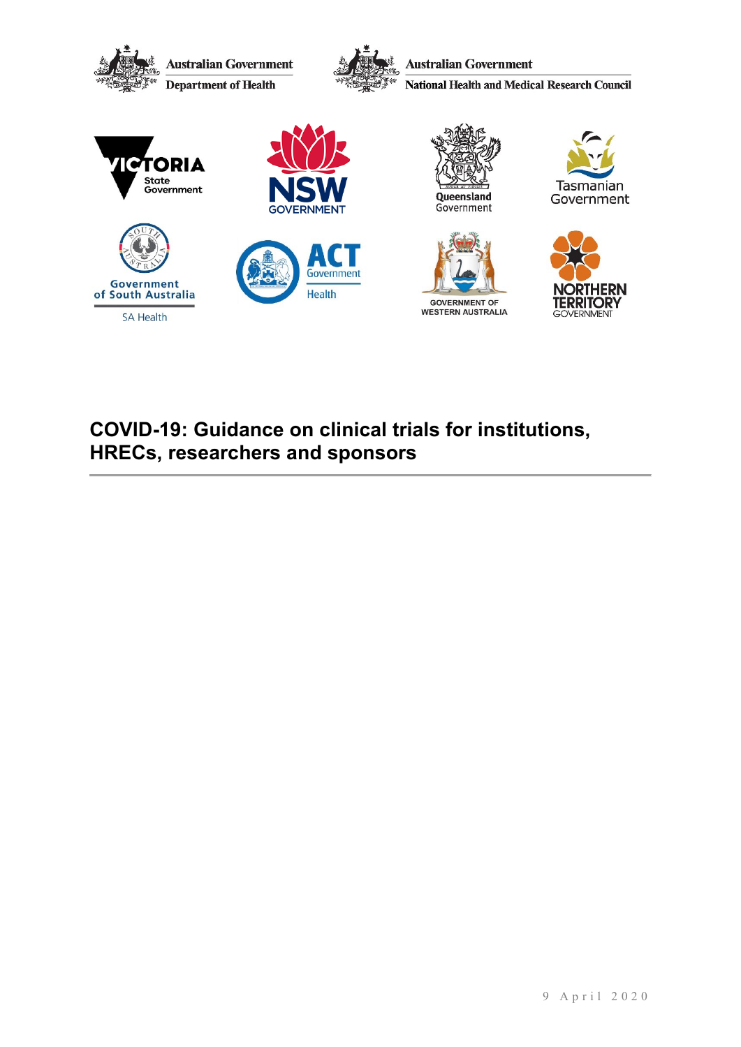Australian Government
Department of Health

Australian Government
National Health and Medical Research Council

Victoria State Government

NSW Government

Queensland Government

Tasmanian Government

Government of South Australia
SA Health

ACT Government
Health

Government of Western Australia

Northern Territory Government

# COVID-19: Guidance on clinical trials for institutions, HRECs, researchers and sponsors

9 April 2020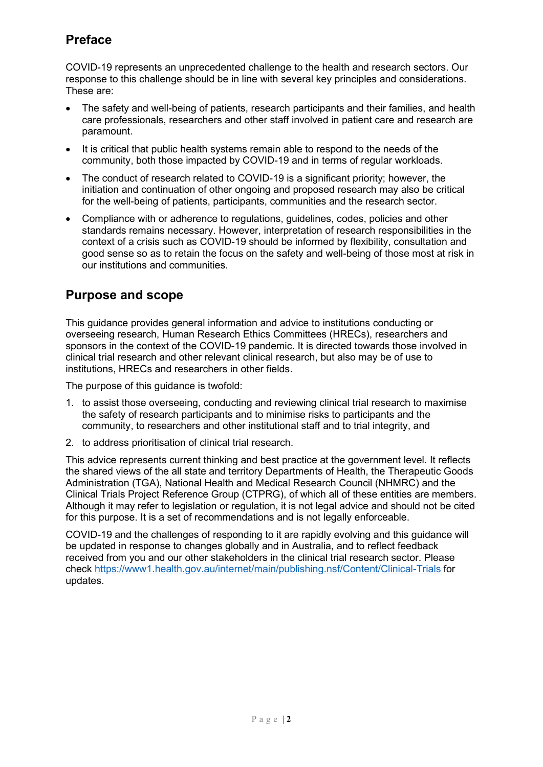## Preface

COVID-19 represents an unprecedented challenge to the health and research sectors. Our response to this challenge should be in line with several key principles and considerations. These are:

- The safety and well-being of patients, research participants and their families, and health care professionals, researchers and other staff involved in patient care and research are paramount.
- It is critical that public health systems remain able to respond to the needs of the community, both those impacted by COVID-19 and in terms of regular workloads.
- The conduct of research related to COVID-19 is a significant priority; however, the initiation and continuation of other ongoing and proposed research may also be critical for the well-being of patients, participants, communities and the research sector.
- Compliance with or adherence to regulations, guidelines, codes, policies and other standards remains necessary. However, interpretation of research responsibilities in the context of a crisis such as COVID-19 should be informed by flexibility, consultation and good sense so as to retain the focus on the safety and well-being of those most at risk in our institutions and communities.

## Purpose and scope

This guidance provides general information and advice to institutions conducting or overseeing research, Human Research Ethics Committees (HRECs), researchers and sponsors in the context of the COVID-19 pandemic. It is directed towards those involved in clinical trial research and other relevant clinical research, but also may be of use to institutions, HRECs and researchers in other fields.

The purpose of this guidance is twofold:

1. to assist those overseeing, conducting and reviewing clinical trial research to maximise the safety of research participants and to minimise risks to participants and the community, to researchers and other institutional staff and to trial integrity, and
2. to address prioritisation of clinical trial research.

This advice represents current thinking and best practice at the government level. It reflects the shared views of the all state and territory Departments of Health, the Therapeutic Goods Administration (TGA), National Health and Medical Research Council (NHMRC) and the Clinical Trials Project Reference Group (CTPRG), of which all of these entities are members. Although it may refer to legislation or regulation, it is not legal advice and should not be cited for this purpose. It is a set of recommendations and is not legally enforceable.

COVID-19 and the challenges of responding to it are rapidly evolving and this guidance will be updated in response to changes globally and in Australia, and to reflect feedback received from you and our other stakeholders in the clinical trial research sector. Please check https://www1.health.gov.au/internet/main/publishing.nsf/Content/Clinical-Trials for updates.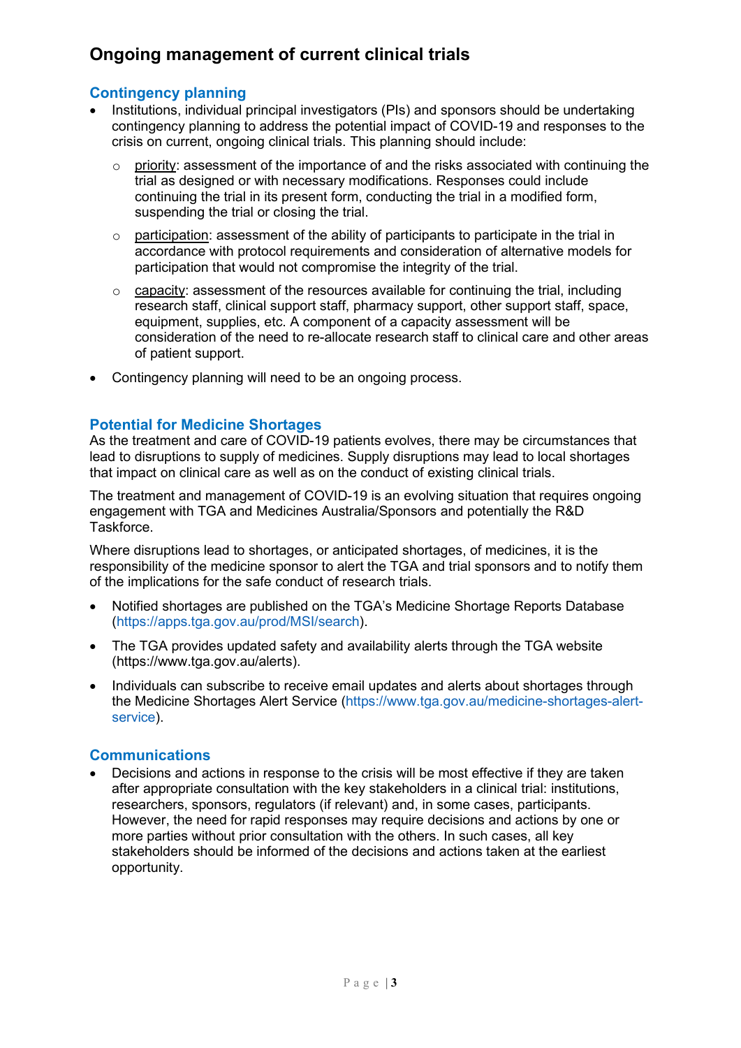# Ongoing management of current clinical trials

## Contingency planning

- Institutions, individual principal investigators (PIs) and sponsors should be undertaking contingency planning to address the potential impact of COVID-19 and responses to the crisis on current, ongoing clinical trials. This planning should include:
  - priority: assessment of the importance of and the risks associated with continuing the trial as designed or with necessary modifications. Responses could include continuing the trial in its present form, conducting the trial in a modified form, suspending the trial or closing the trial.
  - participation: assessment of the ability of participants to participate in the trial in accordance with protocol requirements and consideration of alternative models for participation that would not compromise the integrity of the trial.
  - capacity: assessment of the resources available for continuing the trial, including research staff, clinical support staff, pharmacy support, other support staff, space, equipment, supplies, etc. A component of a capacity assessment will be consideration of the need to re-allocate research staff to clinical care and other areas of patient support.
- Contingency planning will need to be an ongoing process.

## Potential for Medicine Shortages

As the treatment and care of COVID-19 patients evolves, there may be circumstances that lead to disruptions to supply of medicines. Supply disruptions may lead to local shortages that impact on clinical care as well as on the conduct of existing clinical trials.

The treatment and management of COVID-19 is an evolving situation that requires ongoing engagement with TGA and Medicines Australia/Sponsors and potentially the R&D Taskforce.

Where disruptions lead to shortages, or anticipated shortages, of medicines, it is the responsibility of the medicine sponsor to alert the TGA and trial sponsors and to notify them of the implications for the safe conduct of research trials.

- Notified shortages are published on the TGA's Medicine Shortage Reports Database (https://apps.tga.gov.au/prod/MSI/search).
- The TGA provides updated safety and availability alerts through the TGA website (https://www.tga.gov.au/alerts).
- Individuals can subscribe to receive email updates and alerts about shortages through the Medicine Shortages Alert Service (https://www.tga.gov.au/medicine-shortages-alert-service).

## Communications

- Decisions and actions in response to the crisis will be most effective if they are taken after appropriate consultation with the key stakeholders in a clinical trial: institutions, researchers, sponsors, regulators (if relevant) and, in some cases, participants. However, the need for rapid responses may require decisions and actions by one or more parties without prior consultation with the others. In such cases, all key stakeholders should be informed of the decisions and actions taken at the earliest opportunity.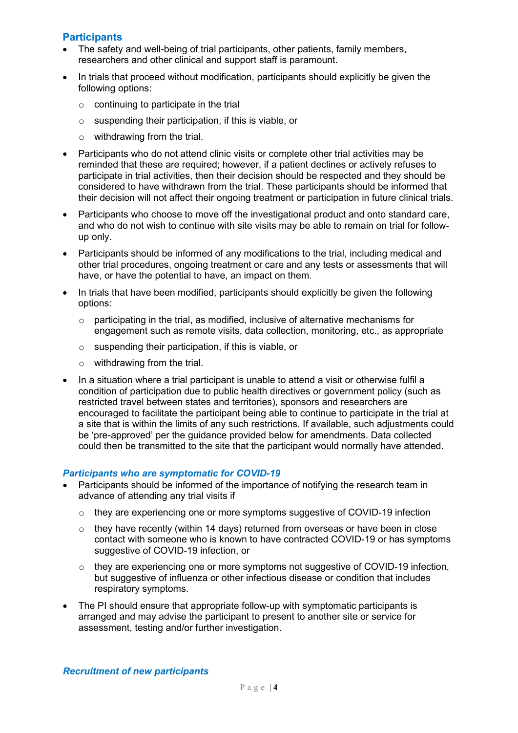## Participants

- The safety and well-being of trial participants, other patients, family members, researchers and other clinical and support staff is paramount.
- In trials that proceed without modification, participants should explicitly be given the following options:
  - continuing to participate in the trial
  - suspending their participation, if this is viable, or
  - withdrawing from the trial.
- Participants who do not attend clinic visits or complete other trial activities may be reminded that these are required; however, if a patient declines or actively refuses to participate in trial activities, then their decision should be respected and they should be considered to have withdrawn from the trial. These participants should be informed that their decision will not affect their ongoing treatment or participation in future clinical trials.
- Participants who choose to move off the investigational product and onto standard care, and who do not wish to continue with site visits may be able to remain on trial for follow-up only.
- Participants should be informed of any modifications to the trial, including medical and other trial procedures, ongoing treatment or care and any tests or assessments that will have, or have the potential to have, an impact on them.
- In trials that have been modified, participants should explicitly be given the following options:
  - participating in the trial, as modified, inclusive of alternative mechanisms for engagement such as remote visits, data collection, monitoring, etc., as appropriate
  - suspending their participation, if this is viable, or
  - withdrawing from the trial.
- In a situation where a trial participant is unable to attend a visit or otherwise fulfil a condition of participation due to public health directives or government policy (such as restricted travel between states and territories), sponsors and researchers are encouraged to facilitate the participant being able to continue to participate in the trial at a site that is within the limits of any such restrictions. If available, such adjustments could be 'pre-approved' per the guidance provided below for amendments. Data collected could then be transmitted to the site that the participant would normally have attended.

### *Participants who are symptomatic for COVID-19*

- Participants should be informed of the importance of notifying the research team in advance of attending any trial visits if
  - they are experiencing one or more symptoms suggestive of COVID-19 infection
  - they have recently (within 14 days) returned from overseas or have been in close contact with someone who is known to have contracted COVID-19 or has symptoms suggestive of COVID-19 infection, or
  - they are experiencing one or more symptoms not suggestive of COVID-19 infection, but suggestive of influenza or other infectious disease or condition that includes respiratory symptoms.
- The PI should ensure that appropriate follow-up with symptomatic participants is arranged and may advise the participant to present to another site or service for assessment, testing and/or further investigation.

### *Recruitment of new participants*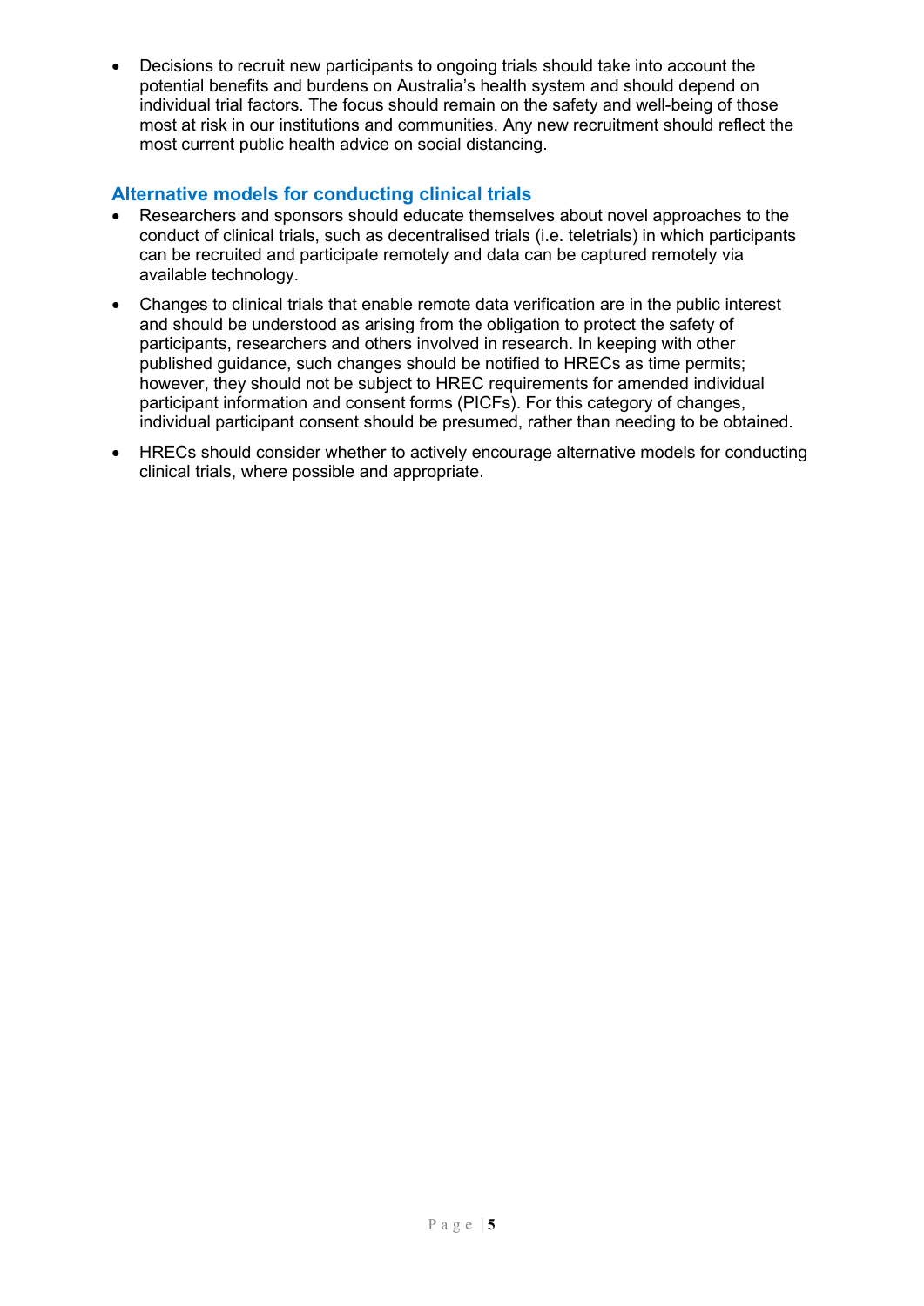- Decisions to recruit new participants to ongoing trials should take into account the potential benefits and burdens on Australia's health system and should depend on individual trial factors. The focus should remain on the safety and well-being of those most at risk in our institutions and communities. Any new recruitment should reflect the most current public health advice on social distancing.

## Alternative models for conducting clinical trials

- Researchers and sponsors should educate themselves about novel approaches to the conduct of clinical trials, such as decentralised trials (i.e. teletrials) in which participants can be recruited and participate remotely and data can be captured remotely via available technology.
- Changes to clinical trials that enable remote data verification are in the public interest and should be understood as arising from the obligation to protect the safety of participants, researchers and others involved in research. In keeping with other published guidance, such changes should be notified to HRECs as time permits; however, they should not be subject to HREC requirements for amended individual participant information and consent forms (PICFs). For this category of changes, individual participant consent should be presumed, rather than needing to be obtained.
- HRECs should consider whether to actively encourage alternative models for conducting clinical trials, where possible and appropriate.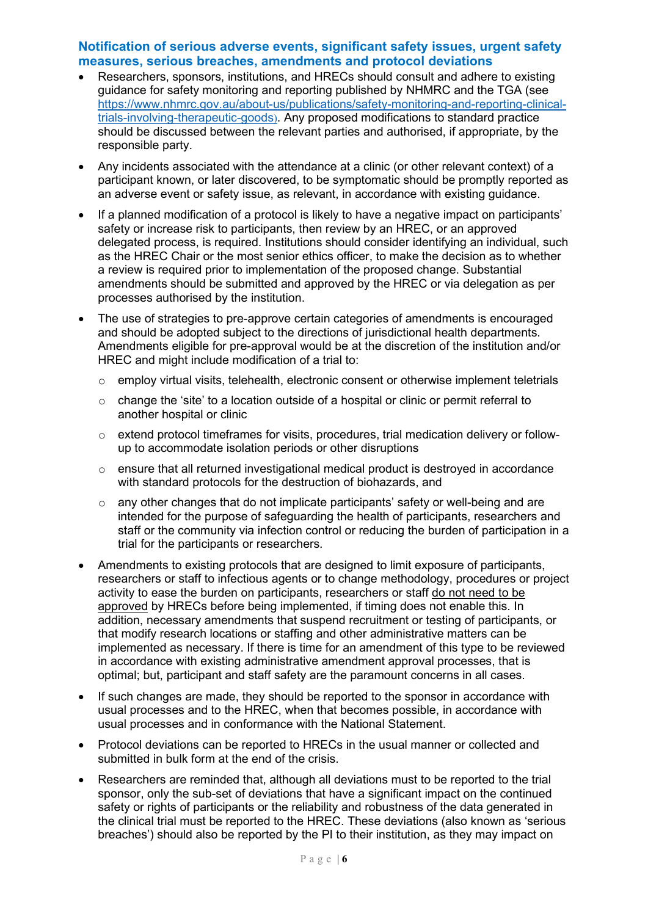### Notification of serious adverse events, significant safety issues, urgent safety measures, serious breaches, amendments and protocol deviations

- Researchers, sponsors, institutions, and HRECs should consult and adhere to existing guidance for safety monitoring and reporting published by NHMRC and the TGA (see [https://www.nhmrc.gov.au/about-us/publications/safety-monitoring-and-reporting-clinical-trials-involving-therapeutic-goods](https://www.nhmrc.gov.au/about-us/publications/safety-monitoring-and-reporting-clinical-trials-involving-therapeutic-goods)). Any proposed modifications to standard practice should be discussed between the relevant parties and authorised, if appropriate, by the responsible party.
- Any incidents associated with the attendance at a clinic (or other relevant context) of a participant known, or later discovered, to be symptomatic should be promptly reported as an adverse event or safety issue, as relevant, in accordance with existing guidance.
- If a planned modification of a protocol is likely to have a negative impact on participants' safety or increase risk to participants, then review by an HREC, or an approved delegated process, is required. Institutions should consider identifying an individual, such as the HREC Chair or the most senior ethics officer, to make the decision as to whether a review is required prior to implementation of the proposed change. Substantial amendments should be submitted and approved by the HREC or via delegation as per processes authorised by the institution.
- The use of strategies to pre-approve certain categories of amendments is encouraged and should be adopted subject to the directions of jurisdictional health departments. Amendments eligible for pre-approval would be at the discretion of the institution and/or HREC and might include modification of a trial to:
  - employ virtual visits, telehealth, electronic consent or otherwise implement teletrials
  - change the 'site' to a location outside of a hospital or clinic or permit referral to another hospital or clinic
  - extend protocol timeframes for visits, procedures, trial medication delivery or follow-up to accommodate isolation periods or other disruptions
  - ensure that all returned investigational medical product is destroyed in accordance with standard protocols for the destruction of biohazards, and
  - any other changes that do not implicate participants' safety or well-being and are intended for the purpose of safeguarding the health of participants, researchers and staff or the community via infection control or reducing the burden of participation in a trial for the participants or researchers.
- Amendments to existing protocols that are designed to limit exposure of participants, researchers or staff to infectious agents or to change methodology, procedures or project activity to ease the burden on participants, researchers or staff <u>do not need to be approved</u> by HRECs before being implemented, if timing does not enable this. In addition, necessary amendments that suspend recruitment or testing of participants, or that modify research locations or staffing and other administrative matters can be implemented as necessary. If there is time for an amendment of this type to be reviewed in accordance with existing administrative amendment approval processes, that is optimal; but, participant and staff safety are the paramount concerns in all cases.
- If such changes are made, they should be reported to the sponsor in accordance with usual processes and to the HREC, when that becomes possible, in accordance with usual processes and in conformance with the National Statement.
- Protocol deviations can be reported to HRECs in the usual manner or collected and submitted in bulk form at the end of the crisis.
- Researchers are reminded that, although all deviations must to be reported to the trial sponsor, only the sub-set of deviations that have a significant impact on the continued safety or rights of participants or the reliability and robustness of the data generated in the clinical trial must be reported to the HREC. These deviations (also known as 'serious breaches') should also be reported by the PI to their institution, as they may impact on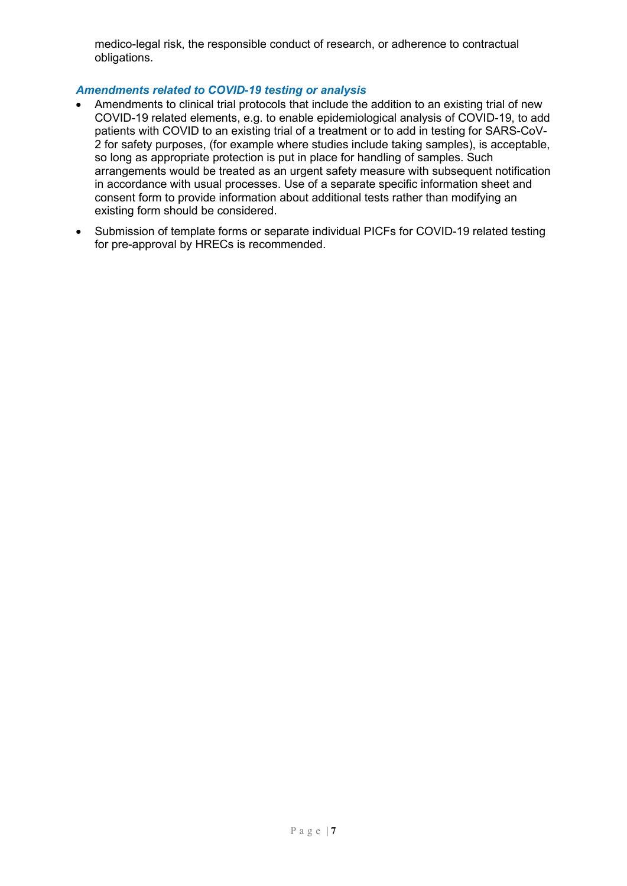medico-legal risk, the responsible conduct of research, or adherence to contractual obligations.

### *Amendments related to COVID-19 testing or analysis*

- Amendments to clinical trial protocols that include the addition to an existing trial of new COVID-19 related elements, e.g. to enable epidemiological analysis of COVID-19, to add patients with COVID to an existing trial of a treatment or to add in testing for SARS-CoV-2 for safety purposes, (for example where studies include taking samples), is acceptable, so long as appropriate protection is put in place for handling of samples. Such arrangements would be treated as an urgent safety measure with subsequent notification in accordance with usual processes. Use of a separate specific information sheet and consent form to provide information about additional tests rather than modifying an existing form should be considered.
- Submission of template forms or separate individual PICFs for COVID-19 related testing for pre-approval by HRECs is recommended.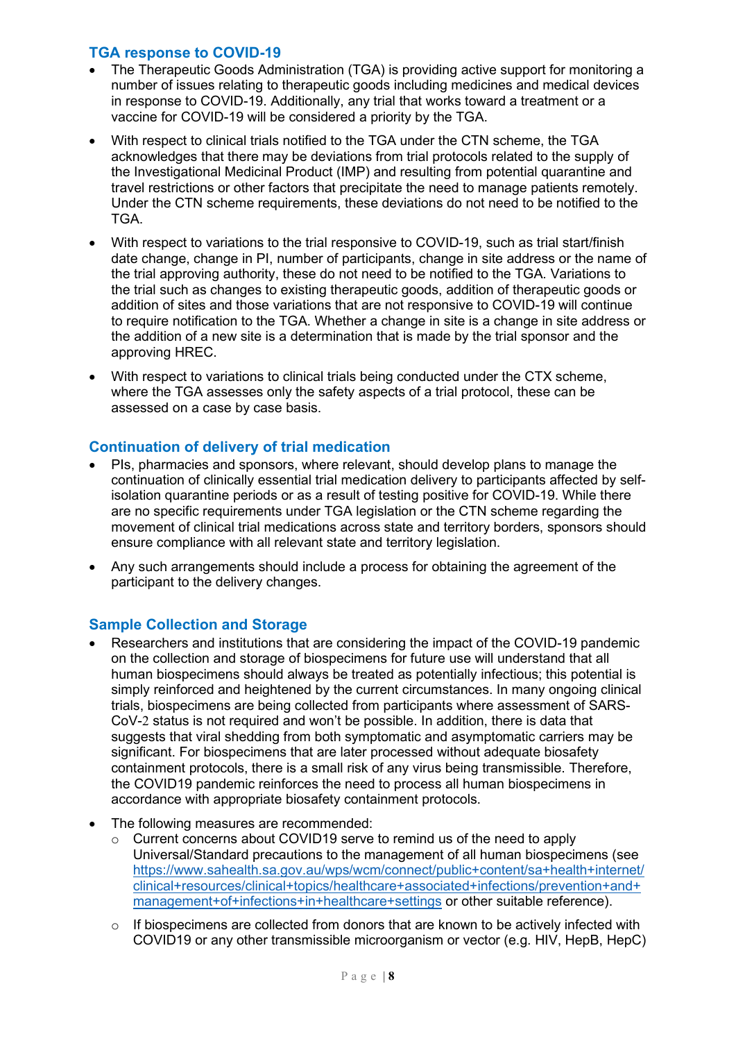## TGA response to COVID-19

- The Therapeutic Goods Administration (TGA) is providing active support for monitoring a number of issues relating to therapeutic goods including medicines and medical devices in response to COVID-19. Additionally, any trial that works toward a treatment or a vaccine for COVID-19 will be considered a priority by the TGA.
- With respect to clinical trials notified to the TGA under the CTN scheme, the TGA acknowledges that there may be deviations from trial protocols related to the supply of the Investigational Medicinal Product (IMP) and resulting from potential quarantine and travel restrictions or other factors that precipitate the need to manage patients remotely. Under the CTN scheme requirements, these deviations do not need to be notified to the TGA.
- With respect to variations to the trial responsive to COVID-19, such as trial start/finish date change, change in PI, number of participants, change in site address or the name of the trial approving authority, these do not need to be notified to the TGA. Variations to the trial such as changes to existing therapeutic goods, addition of therapeutic goods or addition of sites and those variations that are not responsive to COVID-19 will continue to require notification to the TGA. Whether a change in site is a change in site address or the addition of a new site is a determination that is made by the trial sponsor and the approving HREC.
- With respect to variations to clinical trials being conducted under the CTX scheme, where the TGA assesses only the safety aspects of a trial protocol, these can be assessed on a case by case basis.

## Continuation of delivery of trial medication

- PIs, pharmacies and sponsors, where relevant, should develop plans to manage the continuation of clinically essential trial medication delivery to participants affected by self-isolation quarantine periods or as a result of testing positive for COVID-19. While there are no specific requirements under TGA legislation or the CTN scheme regarding the movement of clinical trial medications across state and territory borders, sponsors should ensure compliance with all relevant state and territory legislation.
- Any such arrangements should include a process for obtaining the agreement of the participant to the delivery changes.

## Sample Collection and Storage

- Researchers and institutions that are considering the impact of the COVID-19 pandemic on the collection and storage of biospecimens for future use will understand that all human biospecimens should always be treated as potentially infectious; this potential is simply reinforced and heightened by the current circumstances. In many ongoing clinical trials, biospecimens are being collected from participants where assessment of SARS-CoV-2 status is not required and won't be possible. In addition, there is data that suggests that viral shedding from both symptomatic and asymptomatic carriers may be significant. For biospecimens that are later processed without adequate biosafety containment protocols, there is a small risk of any virus being transmissible. Therefore, the COVID19 pandemic reinforces the need to process all human biospecimens in accordance with appropriate biosafety containment protocols.
- The following measures are recommended:
  - Current concerns about COVID19 serve to remind us of the need to apply Universal/Standard precautions to the management of all human biospecimens (see https://www.sahealth.sa.gov.au/wps/wcm/connect/public+content/sa+health+internet/clinical+resources/clinical+topics/healthcare+associated+infections/prevention+and+management+of+infections+in+healthcare+settings or other suitable reference).
  - If biospecimens are collected from donors that are known to be actively infected with COVID19 or any other transmissible microorganism or vector (e.g. HIV, HepB, HepC)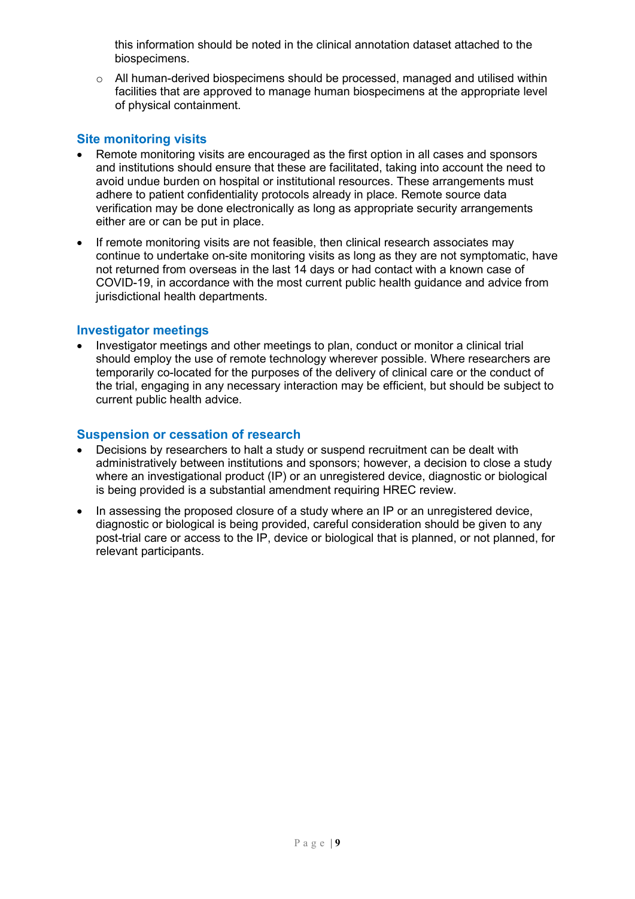this information should be noted in the clinical annotation dataset attached to the biospecimens.

  - All human-derived biospecimens should be processed, managed and utilised within facilities that are approved to manage human biospecimens at the appropriate level of physical containment.

### Site monitoring visits

- Remote monitoring visits are encouraged as the first option in all cases and sponsors and institutions should ensure that these are facilitated, taking into account the need to avoid undue burden on hospital or institutional resources. These arrangements must adhere to patient confidentiality protocols already in place. Remote source data verification may be done electronically as long as appropriate security arrangements either are or can be put in place.
- If remote monitoring visits are not feasible, then clinical research associates may continue to undertake on-site monitoring visits as long as they are not symptomatic, have not returned from overseas in the last 14 days or had contact with a known case of COVID-19, in accordance with the most current public health guidance and advice from jurisdictional health departments.

### Investigator meetings

- Investigator meetings and other meetings to plan, conduct or monitor a clinical trial should employ the use of remote technology wherever possible. Where researchers are temporarily co-located for the purposes of the delivery of clinical care or the conduct of the trial, engaging in any necessary interaction may be efficient, but should be subject to current public health advice.

### Suspension or cessation of research

- Decisions by researchers to halt a study or suspend recruitment can be dealt with administratively between institutions and sponsors; however, a decision to close a study where an investigational product (IP) or an unregistered device, diagnostic or biological is being provided is a substantial amendment requiring HREC review.
- In assessing the proposed closure of a study where an IP or an unregistered device, diagnostic or biological is being provided, careful consideration should be given to any post-trial care or access to the IP, device or biological that is planned, or not planned, for relevant participants.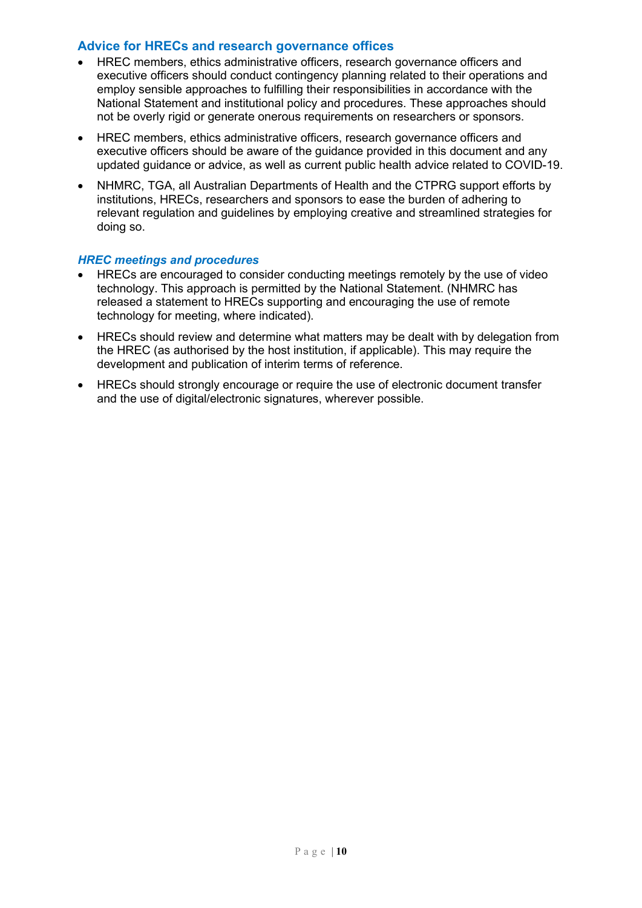## Advice for HRECs and research governance offices

- HREC members, ethics administrative officers, research governance officers and executive officers should conduct contingency planning related to their operations and employ sensible approaches to fulfilling their responsibilities in accordance with the National Statement and institutional policy and procedures. These approaches should not be overly rigid or generate onerous requirements on researchers or sponsors.
- HREC members, ethics administrative officers, research governance officers and executive officers should be aware of the guidance provided in this document and any updated guidance or advice, as well as current public health advice related to COVID-19.
- NHMRC, TGA, all Australian Departments of Health and the CTPRG support efforts by institutions, HRECs, researchers and sponsors to ease the burden of adhering to relevant regulation and guidelines by employing creative and streamlined strategies for doing so.

### *HREC meetings and procedures*

- HRECs are encouraged to consider conducting meetings remotely by the use of video technology. This approach is permitted by the National Statement. (NHMRC has released a statement to HRECs supporting and encouraging the use of remote technology for meeting, where indicated).
- HRECs should review and determine what matters may be dealt with by delegation from the HREC (as authorised by the host institution, if applicable). This may require the development and publication of interim terms of reference.
- HRECs should strongly encourage or require the use of electronic document transfer and the use of digital/electronic signatures, wherever possible.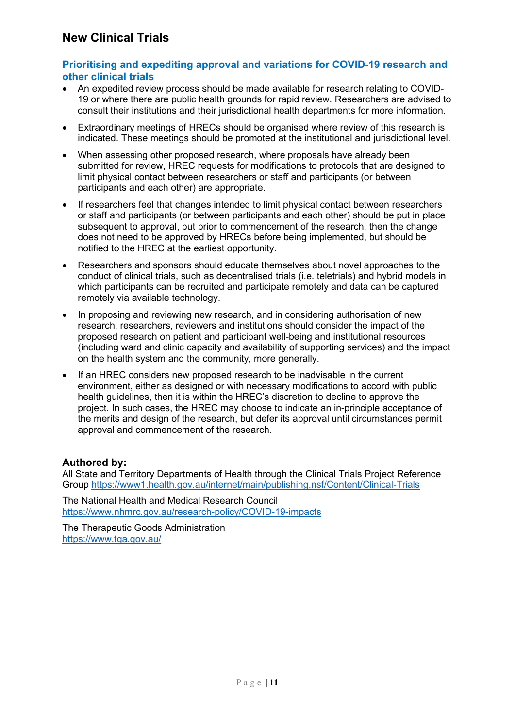## New Clinical Trials

### Prioritising and expediting approval and variations for COVID-19 research and other clinical trials

- An expedited review process should be made available for research relating to COVID-19 or where there are public health grounds for rapid review. Researchers are advised to consult their institutions and their jurisdictional health departments for more information.
- Extraordinary meetings of HRECs should be organised where review of this research is indicated. These meetings should be promoted at the institutional and jurisdictional level.
- When assessing other proposed research, where proposals have already been submitted for review, HREC requests for modifications to protocols that are designed to limit physical contact between researchers or staff and participants (or between participants and each other) are appropriate.
- If researchers feel that changes intended to limit physical contact between researchers or staff and participants (or between participants and each other) should be put in place subsequent to approval, but prior to commencement of the research, then the change does not need to be approved by HRECs before being implemented, but should be notified to the HREC at the earliest opportunity.
- Researchers and sponsors should educate themselves about novel approaches to the conduct of clinical trials, such as decentralised trials (i.e. teletrials) and hybrid models in which participants can be recruited and participate remotely and data can be captured remotely via available technology.
- In proposing and reviewing new research, and in considering authorisation of new research, researchers, reviewers and institutions should consider the impact of the proposed research on patient and participant well-being and institutional resources (including ward and clinic capacity and availability of supporting services) and the impact on the health system and the community, more generally.
- If an HREC considers new proposed research to be inadvisable in the current environment, either as designed or with necessary modifications to accord with public health guidelines, then it is within the HREC's discretion to decline to approve the project. In such cases, the HREC may choose to indicate an in-principle acceptance of the merits and design of the research, but defer its approval until circumstances permit approval and commencement of the research.

### Authored by:

All State and Territory Departments of Health through the Clinical Trials Project Reference Group https://www1.health.gov.au/internet/main/publishing.nsf/Content/Clinical-Trials

The National Health and Medical Research Council
https://www.nhmrc.gov.au/research-policy/COVID-19-impacts

The Therapeutic Goods Administration
https://www.tga.gov.au/